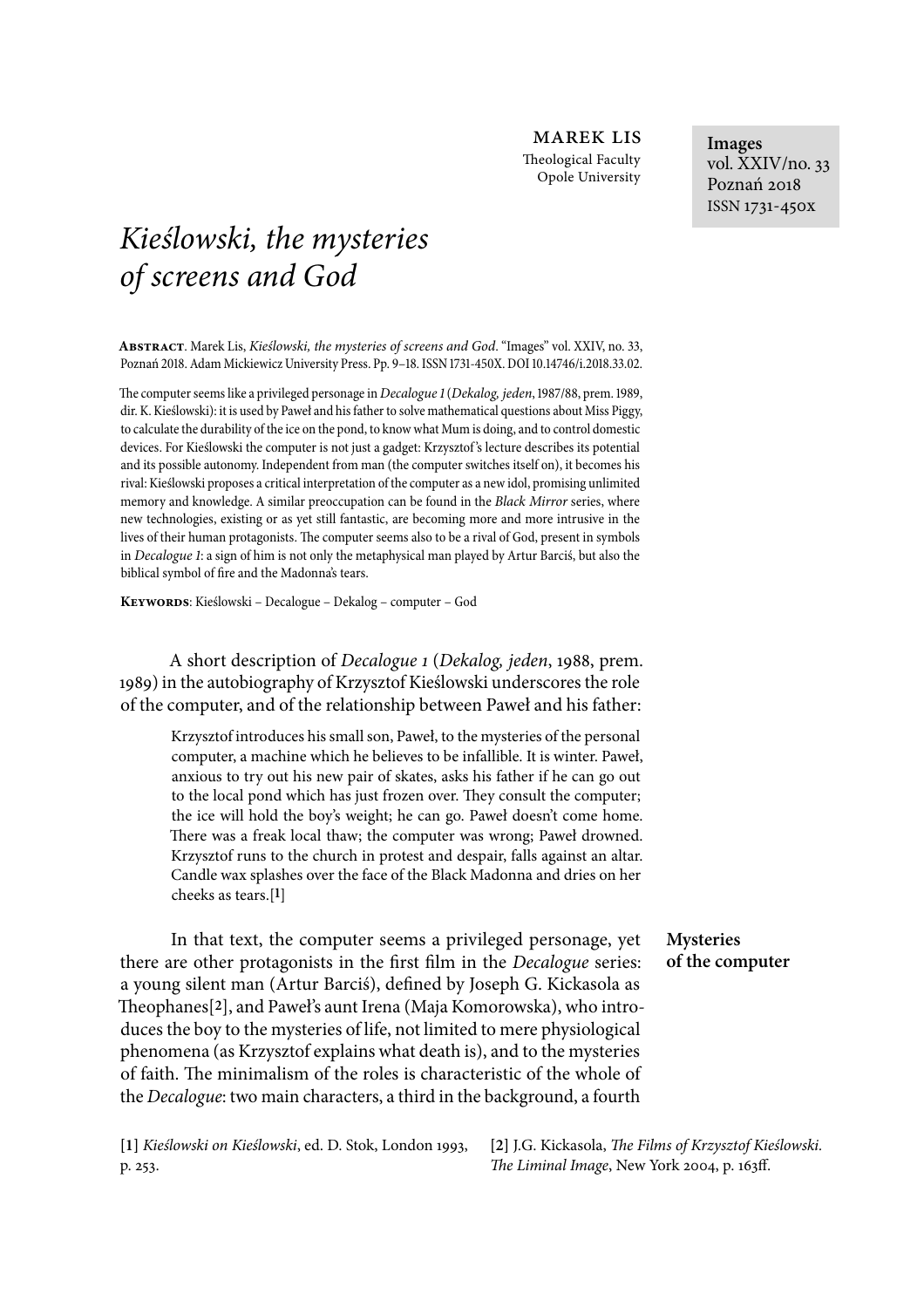MAREK LIS
Theological Faculty
Opole University

**Images**
vol. XXIV/no. 33
Poznań 2018
ISSN 1731-450x

# *Kieślowski, the mysteries of screens and God*

**Abstract**. Marek Lis, *Kieślowski, the mysteries of screens and God*. "Images" vol. XXIV, no. 33, Poznań 2018. Adam Mickiewicz University Press. Pp. 9–18. ISSN 1731-450X. DOI 10.14746/i.2018.33.02.

The computer seems like a privileged personage in *Decalogue 1* (*Dekalog, jeden*, 1987/88, prem. 1989, dir. K. Kieślowski): it is used by Paweł and his father to solve mathematical questions about Miss Piggy, to calculate the durability of the ice on the pond, to know what Mum is doing, and to control domestic devices. For Kieślowski the computer is not just a gadget: Krzysztof's lecture describes its potential and its possible autonomy. Independent from man (the computer switches itself on), it becomes his rival: Kieślowski proposes a critical interpretation of the computer as a new idol, promising unlimited memory and knowledge. A similar preoccupation can be found in the *Black Mirror* series, where new technologies, existing or as yet still fantastic, are becoming more and more intrusive in the lives of their human protagonists. The computer seems also to be a rival of God, present in symbols in *Decalogue 1*: a sign of him is not only the metaphysical man played by Artur Barciś, but also the biblical symbol of fire and the Madonna's tears.

**Keywords**: Kieślowski – Decalogue – Dekalog – computer – God

A short description of *Decalogue 1* (*Dekalog, jeden*, 1988, prem. 1989) in the autobiography of Krzysztof Kieślowski underscores the role of the computer, and of the relationship between Paweł and his father:

> Krzysztof introduces his small son, Paweł, to the mysteries of the personal computer, a machine which he believes to be infallible. It is winter. Paweł, anxious to try out his new pair of skates, asks his father if he can go out to the local pond which has just frozen over. They consult the computer; the ice will hold the boy's weight; he can go. Paweł doesn't come home. There was a freak local thaw; the computer was wrong; Paweł drowned. Krzysztof runs to the church in protest and despair, falls against an altar. Candle wax splashes over the face of the Black Madonna and dries on her cheeks as tears.[1]

## Mysteries of the computer

In that text, the computer seems a privileged personage, yet there are other protagonists in the first film in the *Decalogue* series: a young silent man (Artur Barciś), defined by Joseph G. Kickasola as Theophanes[2], and Paweł's aunt Irena (Maja Komorowska), who introduces the boy to the mysteries of life, not limited to mere physiological phenomena (as Krzysztof explains what death is), and to the mysteries of faith. The minimalism of the roles is characteristic of the whole of the *Decalogue*: two main characters, a third in the background, a fourth

[1] *Kieślowski on Kieślowski*, ed. D. Stok, London 1993, p. 253.

[2] J.G. Kickasola, *The Films of Krzysztof Kieślowski. The Liminal Image*, New York 2004, p. 163ff.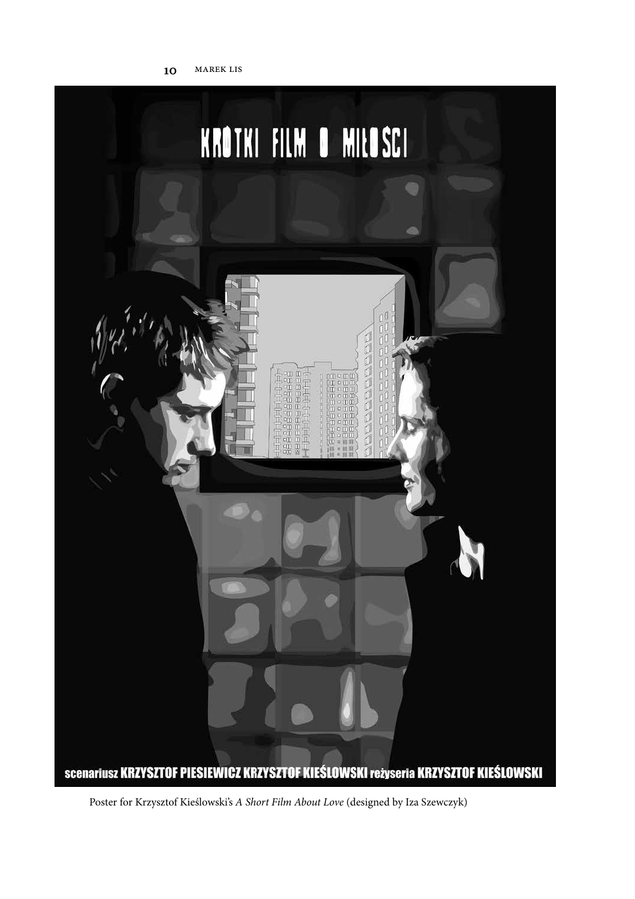Poster for Krzysztof Kieślowski's *A Short Film About Love* (designed by Iza Szewczyk)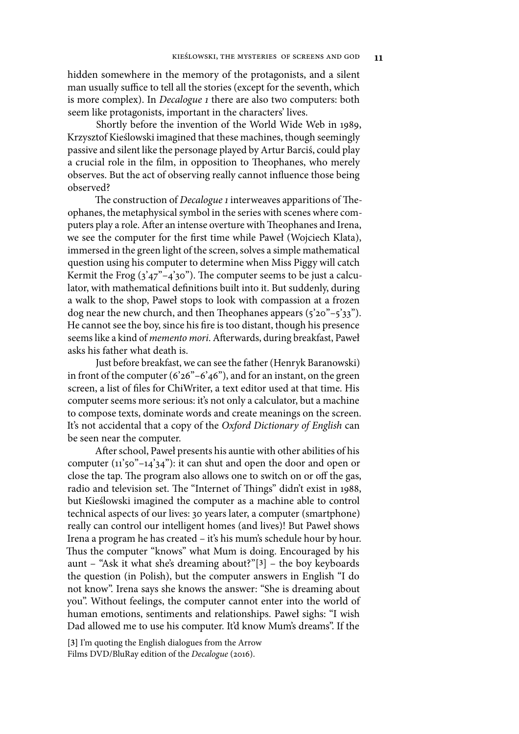hidden somewhere in the memory of the protagonists, and a silent man usually suffice to tell all the stories (except for the seventh, which is more complex). In *Decalogue 1* there are also two computers: both seem like protagonists, important in the characters' lives.

Shortly before the invention of the World Wide Web in 1989, Krzysztof Kieślowski imagined that these machines, though seemingly passive and silent like the personage played by Artur Barciś, could play a crucial role in the film, in opposition to Theophanes, who merely observes. But the act of observing really cannot influence those being observed?

The construction of *Decalogue 1* interweaves apparitions of Theophanes, the metaphysical symbol in the series with scenes where computers play a role. After an intense overture with Theophanes and Irena, we see the computer for the first time while Paweł (Wojciech Klata), immersed in the green light of the screen, solves a simple mathematical question using his computer to determine when Miss Piggy will catch Kermit the Frog (3'47"–4'30"). The computer seems to be just a calculator, with mathematical definitions built into it. But suddenly, during a walk to the shop, Paweł stops to look with compassion at a frozen dog near the new church, and then Theophanes appears (5'20"–5'33"). He cannot see the boy, since his fire is too distant, though his presence seems like a kind of *memento mori*. Afterwards, during breakfast, Paweł asks his father what death is.

Just before breakfast, we can see the father (Henryk Baranowski) in front of the computer (6'26"–6'46"), and for an instant, on the green screen, a list of files for ChiWriter, a text editor used at that time. His computer seems more serious: it's not only a calculator, but a machine to compose texts, dominate words and create meanings on the screen. It's not accidental that a copy of the *Oxford Dictionary of English* can be seen near the computer.

After school, Paweł presents his auntie with other abilities of his computer (11'50"–14'34"): it can shut and open the door and open or close the tap. The program also allows one to switch on or off the gas, radio and television set. The "Internet of Things" didn't exist in 1988, but Kieślowski imagined the computer as a machine able to control technical aspects of our lives: 30 years later, a computer (smartphone) really can control our intelligent homes (and lives)! But Paweł shows Irena a program he has created – it's his mum's schedule hour by hour. Thus the computer "knows" what Mum is doing. Encouraged by his aunt – "Ask it what she's dreaming about?"[3] – the boy keyboards the question (in Polish), but the computer answers in English "I do not know". Irena says she knows the answer: "She is dreaming about you". Without feelings, the computer cannot enter into the world of human emotions, sentiments and relationships. Paweł sighs: "I wish Dad allowed me to use his computer. It'd know Mum's dreams". If the

[3] I'm quoting the English dialogues from the Arrow Films DVD/BluRay edition of the *Decalogue* (2016).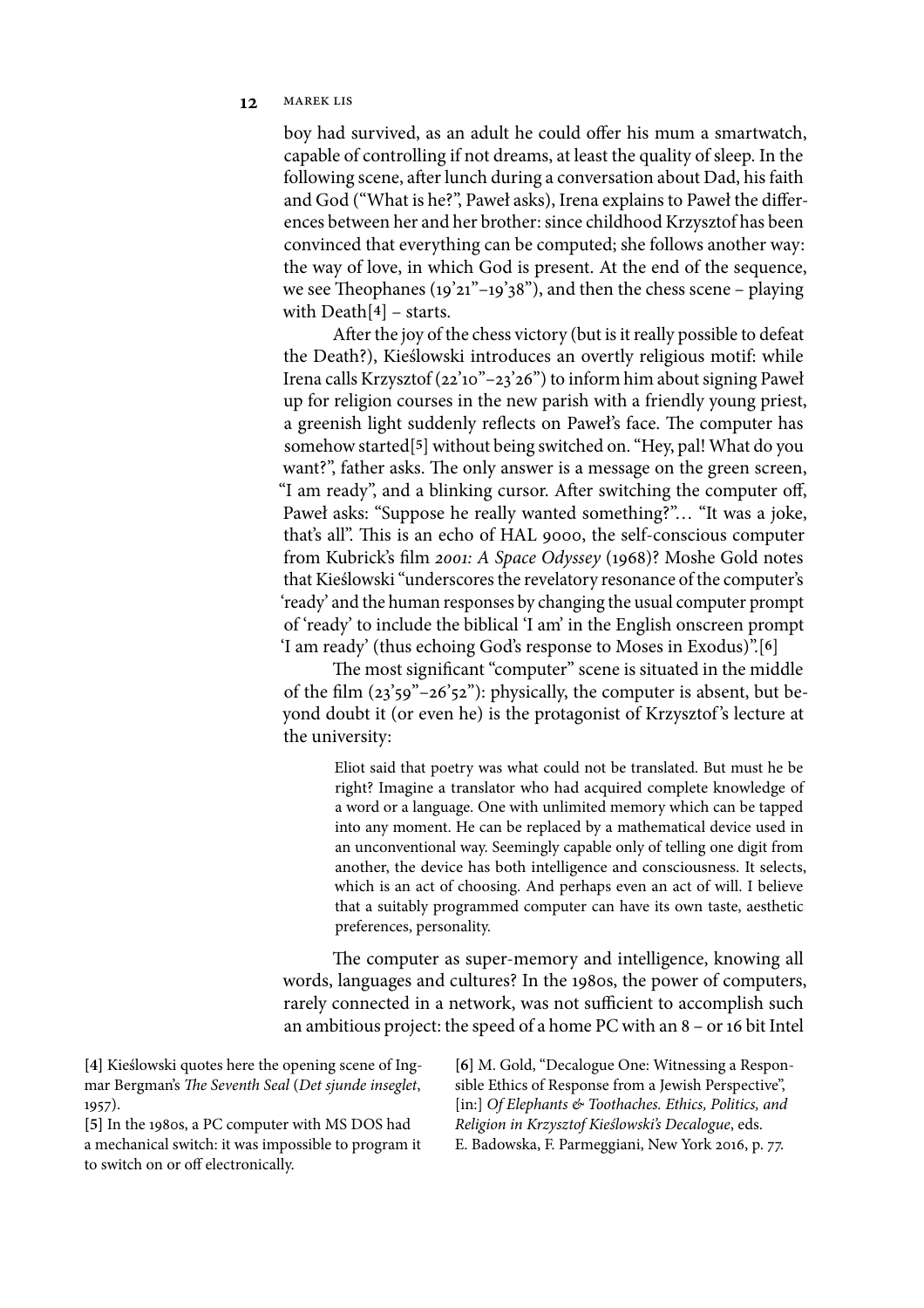boy had survived, as an adult he could offer his mum a smartwatch, capable of controlling if not dreams, at least the quality of sleep. In the following scene, after lunch during a conversation about Dad, his faith and God ("What is he?", Paweł asks), Irena explains to Paweł the differences between her and her brother: since childhood Krzysztof has been convinced that everything can be computed; she follows another way: the way of love, in which God is present. At the end of the sequence, we see Theophanes (19'21"–19'38"), and then the chess scene – playing with Death[4] – starts.

After the joy of the chess victory (but is it really possible to defeat the Death?), Kieślowski introduces an overtly religious motif: while Irena calls Krzysztof (22'10"–23'26") to inform him about signing Paweł up for religion courses in the new parish with a friendly young priest, a greenish light suddenly reflects on Paweł's face. The computer has somehow started[5] without being switched on. "Hey, pal! What do you want?", father asks. The only answer is a message on the green screen, "I am ready", and a blinking cursor. After switching the computer off, Paweł asks: "Suppose he really wanted something?"… "It was a joke, that's all". This is an echo of HAL 9000, the self-conscious computer from Kubrick's film *2001: A Space Odyssey* (1968)? Moshe Gold notes that Kieślowski "underscores the revelatory resonance of the computer's 'ready' and the human responses by changing the usual computer prompt of 'ready' to include the biblical 'I am' in the English onscreen prompt 'I am ready' (thus echoing God's response to Moses in Exodus)".[6]

The most significant "computer" scene is situated in the middle of the film (23'59"–26'52"): physically, the computer is absent, but beyond doubt it (or even he) is the protagonist of Krzysztof's lecture at the university:

> Eliot said that poetry was what could not be translated. But must he be right? Imagine a translator who had acquired complete knowledge of a word or a language. One with unlimited memory which can be tapped into any moment. He can be replaced by a mathematical device used in an unconventional way. Seemingly capable only of telling one digit from another, the device has both intelligence and consciousness. It selects, which is an act of choosing. And perhaps even an act of will. I believe that a suitably programmed computer can have its own taste, aesthetic preferences, personality.

The computer as super-memory and intelligence, knowing all words, languages and cultures? In the 1980s, the power of computers, rarely connected in a network, was not sufficient to accomplish such an ambitious project: the speed of a home PC with an 8 – or 16 bit Intel

[4] Kieślowski quotes here the opening scene of Ingmar Bergman's *The Seventh Seal* (*Det sjunde inseglet*, 1957).

[5] In the 1980s, a PC computer with MS DOS had a mechanical switch: it was impossible to program it to switch on or off electronically.

[6] M. Gold, "Decalogue One: Witnessing a Responsible Ethics of Response from a Jewish Perspective", [in:] *Of Elephants & Toothaches. Ethics, Politics, and Religion in Krzysztof Kieślowski's Decalogue*, eds. E. Badowska, F. Parmeggiani, New York 2016, p. 77.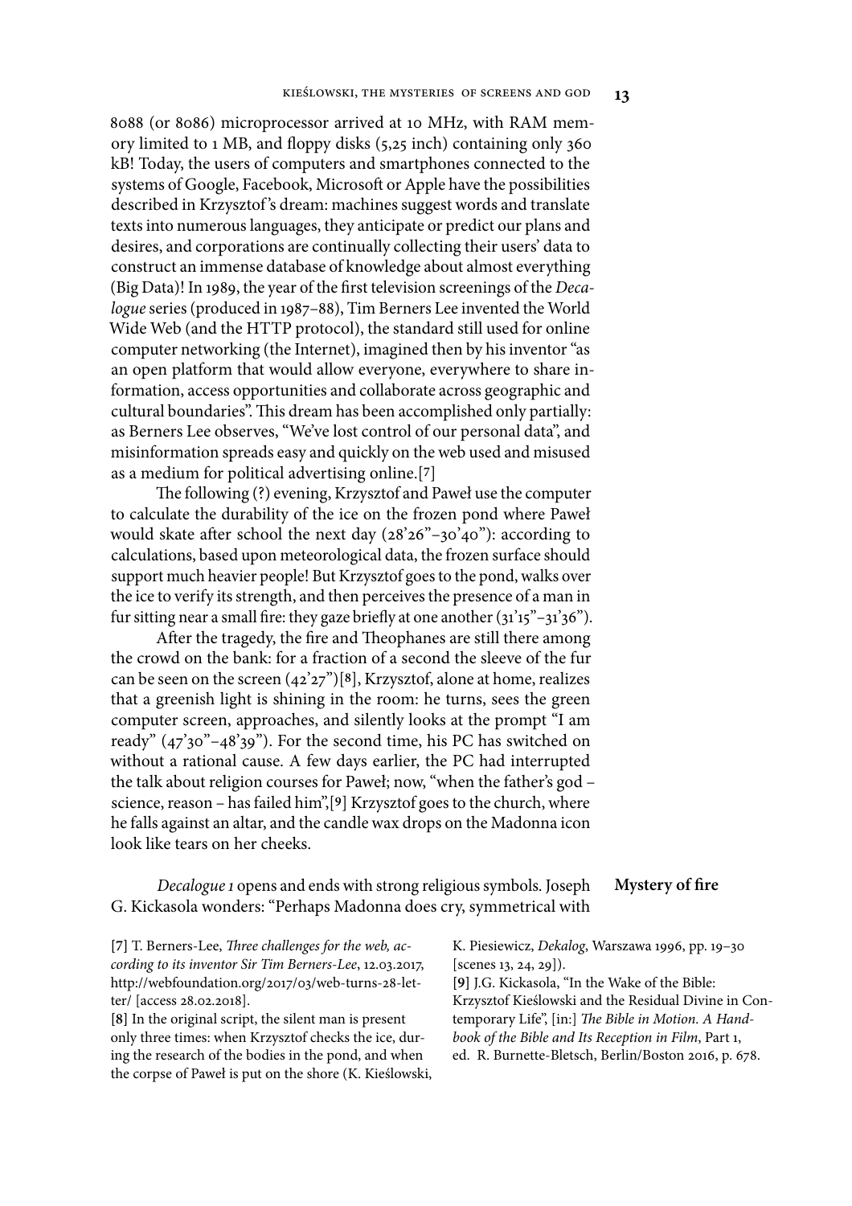8088 (or 8086) microprocessor arrived at 10 MHz, with RAM memory limited to 1 MB, and floppy disks (5,25 inch) containing only 360 kB! Today, the users of computers and smartphones connected to the systems of Google, Facebook, Microsoft or Apple have the possibilities described in Krzysztof's dream: machines suggest words and translate texts into numerous languages, they anticipate or predict our plans and desires, and corporations are continually collecting their users' data to construct an immense database of knowledge about almost everything (Big Data)! In 1989, the year of the first television screenings of the *Decalogue* series (produced in 1987–88), Tim Berners Lee invented the World Wide Web (and the HTTP protocol), the standard still used for online computer networking (the Internet), imagined then by his inventor "as an open platform that would allow everyone, everywhere to share information, access opportunities and collaborate across geographic and cultural boundaries". This dream has been accomplished only partially: as Berners Lee observes, "We've lost control of our personal data", and misinformation spreads easy and quickly on the web used and misused as a medium for political advertising online.[7]

The following (?) evening, Krzysztof and Paweł use the computer to calculate the durability of the ice on the frozen pond where Paweł would skate after school the next day (28'26"–30'40"): according to calculations, based upon meteorological data, the frozen surface should support much heavier people! But Krzysztof goes to the pond, walks over the ice to verify its strength, and then perceives the presence of a man in fur sitting near a small fire: they gaze briefly at one another (31'15"–31'36").

After the tragedy, the fire and Theophanes are still there among the crowd on the bank: for a fraction of a second the sleeve of the fur can be seen on the screen (42'27")[8], Krzysztof, alone at home, realizes that a greenish light is shining in the room: he turns, sees the green computer screen, approaches, and silently looks at the prompt "I am ready" (47'30"–48'39"). For the second time, his PC has switched on without a rational cause. A few days earlier, the PC had interrupted the talk about religion courses for Paweł; now, "when the father's god – science, reason – has failed him",[9] Krzysztof goes to the church, where he falls against an altar, and the candle wax drops on the Madonna icon look like tears on her cheeks.

## Mystery of fire

*Decalogue 1* opens and ends with strong religious symbols. Joseph G. Kickasola wonders: "Perhaps Madonna does cry, symmetrical with

[7] T. Berners-Lee, *Three challenges for the web, according to its inventor Sir Tim Berners-Lee*, 12.03.2017, http://webfoundation.org/2017/03/web-turns-28-letter/ [access 28.02.2018].

[8] In the original script, the silent man is present only three times: when Krzysztof checks the ice, during the research of the bodies in the pond, and when the corpse of Paweł is put on the shore (K. Kieślowski, K. Piesiewicz, *Dekalog*, Warszawa 1996, pp. 19–30 [scenes 13, 24, 29]).

[9] J.G. Kickasola, "In the Wake of the Bible: Krzysztof Kieślowski and the Residual Divine in Contemporary Life", [in:] *The Bible in Motion. A Handbook of the Bible and Its Reception in Film*, Part 1, ed. R. Burnette-Bletsch, Berlin/Boston 2016, p. 678.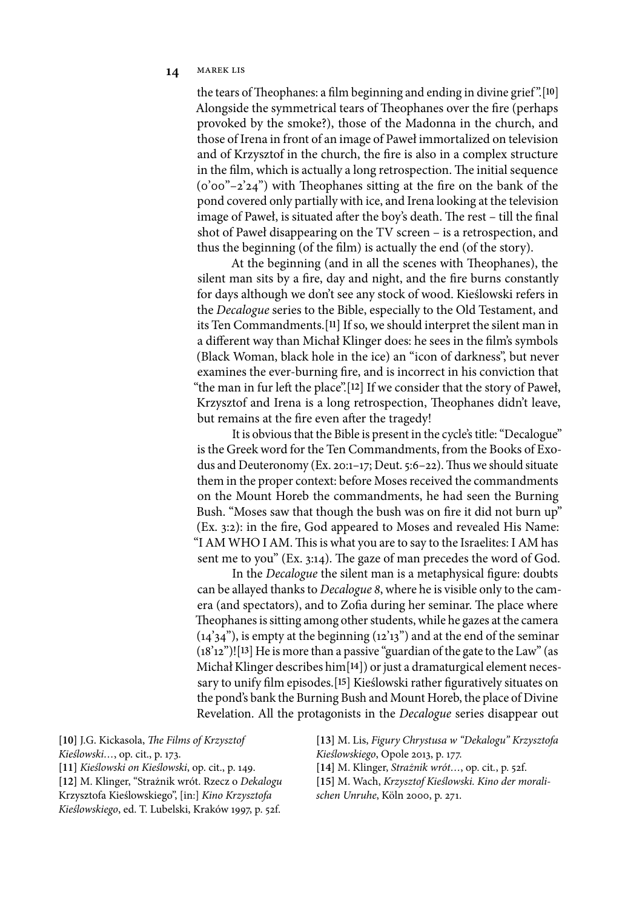the tears of Theophanes: a film beginning and ending in divine grief".[10] Alongside the symmetrical tears of Theophanes over the fire (perhaps provoked by the smoke?), those of the Madonna in the church, and those of Irena in front of an image of Paweł immortalized on television and of Krzysztof in the church, the fire is also in a complex structure in the film, which is actually a long retrospection. The initial sequence (0'00"–2'24") with Theophanes sitting at the fire on the bank of the pond covered only partially with ice, and Irena looking at the television image of Paweł, is situated after the boy's death. The rest – till the final shot of Paweł disappearing on the TV screen – is a retrospection, and thus the beginning (of the film) is actually the end (of the story).

At the beginning (and in all the scenes with Theophanes), the silent man sits by a fire, day and night, and the fire burns constantly for days although we don't see any stock of wood. Kieślowski refers in the *Decalogue* series to the Bible, especially to the Old Testament, and its Ten Commandments.[11] If so, we should interpret the silent man in a different way than Michał Klinger does: he sees in the film's symbols (Black Woman, black hole in the ice) an "icon of darkness", but never examines the ever-burning fire, and is incorrect in his conviction that "the man in fur left the place".[12] If we consider that the story of Paweł, Krzysztof and Irena is a long retrospection, Theophanes didn't leave, but remains at the fire even after the tragedy!

It is obvious that the Bible is present in the cycle's title: "Decalogue" is the Greek word for the Ten Commandments, from the Books of Exodus and Deuteronomy (Ex. 20:1–17; Deut. 5:6–22). Thus we should situate them in the proper context: before Moses received the commandments on the Mount Horeb the commandments, he had seen the Burning Bush. "Moses saw that though the bush was on fire it did not burn up" (Ex. 3:2): in the fire, God appeared to Moses and revealed His Name: "I AM WHO I AM. This is what you are to say to the Israelites: I AM has sent me to you" (Ex. 3:14). The gaze of man precedes the word of God.

In the *Decalogue* the silent man is a metaphysical figure: doubts can be allayed thanks to *Decalogue 8*, where he is visible only to the camera (and spectators), and to Zofia during her seminar. The place where Theophanes is sitting among other students, while he gazes at the camera (14'34"), is empty at the beginning (12'13") and at the end of the seminar (18'12")![13] He is more than a passive "guardian of the gate to the Law" (as Michał Klinger describes him[14]) or just a dramaturgical element necessary to unify film episodes.[15] Kieślowski rather figuratively situates on the pond's bank the Burning Bush and Mount Horeb, the place of Divine Revelation. All the protagonists in the *Decalogue* series disappear out

[10] J.G. Kickasola, *The Films of Krzysztof Kieślowski…*, op. cit., p. 173.

[11] *Kieślowski on Kieślowski*, op. cit., p. 149.

[12] M. Klinger, "Strażnik wrót. Rzecz o *Dekalogu* Krzysztofa Kieślowskiego", [in:] *Kino Krzysztofa Kieślowskiego*, ed. T. Lubelski, Kraków 1997, p. 52f.

[13] M. Lis, *Figury Chrystusa w "Dekalogu" Krzysztofa Kieślowskiego*, Opole 2013, p. 177.

[14] M. Klinger, *Strażnik wrót…*, op. cit., p. 52f.

[15] M. Wach, *Krzysztof Kieślowski. Kino der moralischen Unruhe*, Köln 2000, p. 271.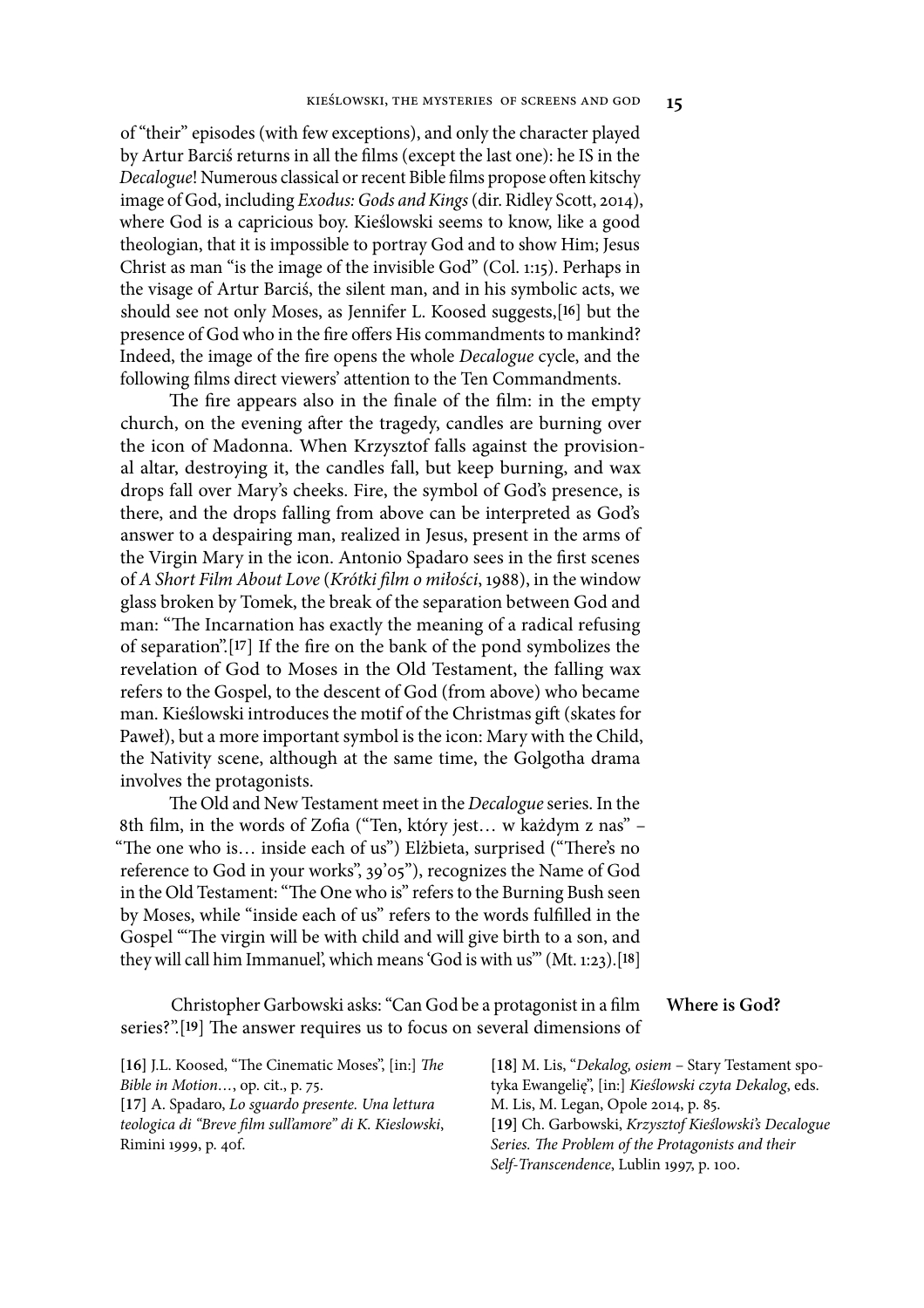of "their" episodes (with few exceptions), and only the character played by Artur Barciś returns in all the films (except the last one): he IS in the *Decalogue*! Numerous classical or recent Bible films propose often kitschy image of God, including *Exodus: Gods and Kings* (dir. Ridley Scott, 2014), where God is a capricious boy. Kieślowski seems to know, like a good theologian, that it is impossible to portray God and to show Him; Jesus Christ as man "is the image of the invisible God" (Col. 1:15). Perhaps in the visage of Artur Barciś, the silent man, and in his symbolic acts, we should see not only Moses, as Jennifer L. Koosed suggests,[16] but the presence of God who in the fire offers His commandments to mankind? Indeed, the image of the fire opens the whole *Decalogue* cycle, and the following films direct viewers' attention to the Ten Commandments.

The fire appears also in the finale of the film: in the empty church, on the evening after the tragedy, candles are burning over the icon of Madonna. When Krzysztof falls against the provisional altar, destroying it, the candles fall, but keep burning, and wax drops fall over Mary's cheeks. Fire, the symbol of God's presence, is there, and the drops falling from above can be interpreted as God's answer to a despairing man, realized in Jesus, present in the arms of the Virgin Mary in the icon. Antonio Spadaro sees in the first scenes of *A Short Film About Love* (*Krótki film o miłości*, 1988), in the window glass broken by Tomek, the break of the separation between God and man: "The Incarnation has exactly the meaning of a radical refusing of separation".[17] If the fire on the bank of the pond symbolizes the revelation of God to Moses in the Old Testament, the falling wax refers to the Gospel, to the descent of God (from above) who became man. Kieślowski introduces the motif of the Christmas gift (skates for Paweł), but a more important symbol is the icon: Mary with the Child, the Nativity scene, although at the same time, the Golgotha drama involves the protagonists.

The Old and New Testament meet in the *Decalogue* series. In the 8th film, in the words of Zofia ("Ten, który jest… w każdym z nas" – "The one who is… inside each of us") Elżbieta, surprised ("There's no reference to God in your works", 39'05"), recognizes the Name of God in the Old Testament: "The One who is" refers to the Burning Bush seen by Moses, while "inside each of us" refers to the words fulfilled in the Gospel "'The virgin will be with child and will give birth to a son, and they will call him Immanuel', which means 'God is with us'" (Mt. 1:23).[18]

## Where is God?

Christopher Garbowski asks: "Can God be a protagonist in a film series?".[19] The answer requires us to focus on several dimensions of

[16] J.L. Koosed, "The Cinematic Moses", [in:] *The Bible in Motion…*, op. cit., p. 75.

[17] A. Spadaro, *Lo sguardo presente. Una lettura teologica di "Breve film sull'amore" di K. Kieslowski*, Rimini 1999, p. 40f.

[18] M. Lis, "*Dekalog, osiem* – Stary Testament spotyka Ewangelię", [in:] *Kieślowski czyta Dekalog*, eds. M. Lis, M. Legan, Opole 2014, p. 85.

[19] Ch. Garbowski, *Krzysztof Kieślowski's Decalogue Series. The Problem of the Protagonists and their Self-Transcendence*, Lublin 1997, p. 100.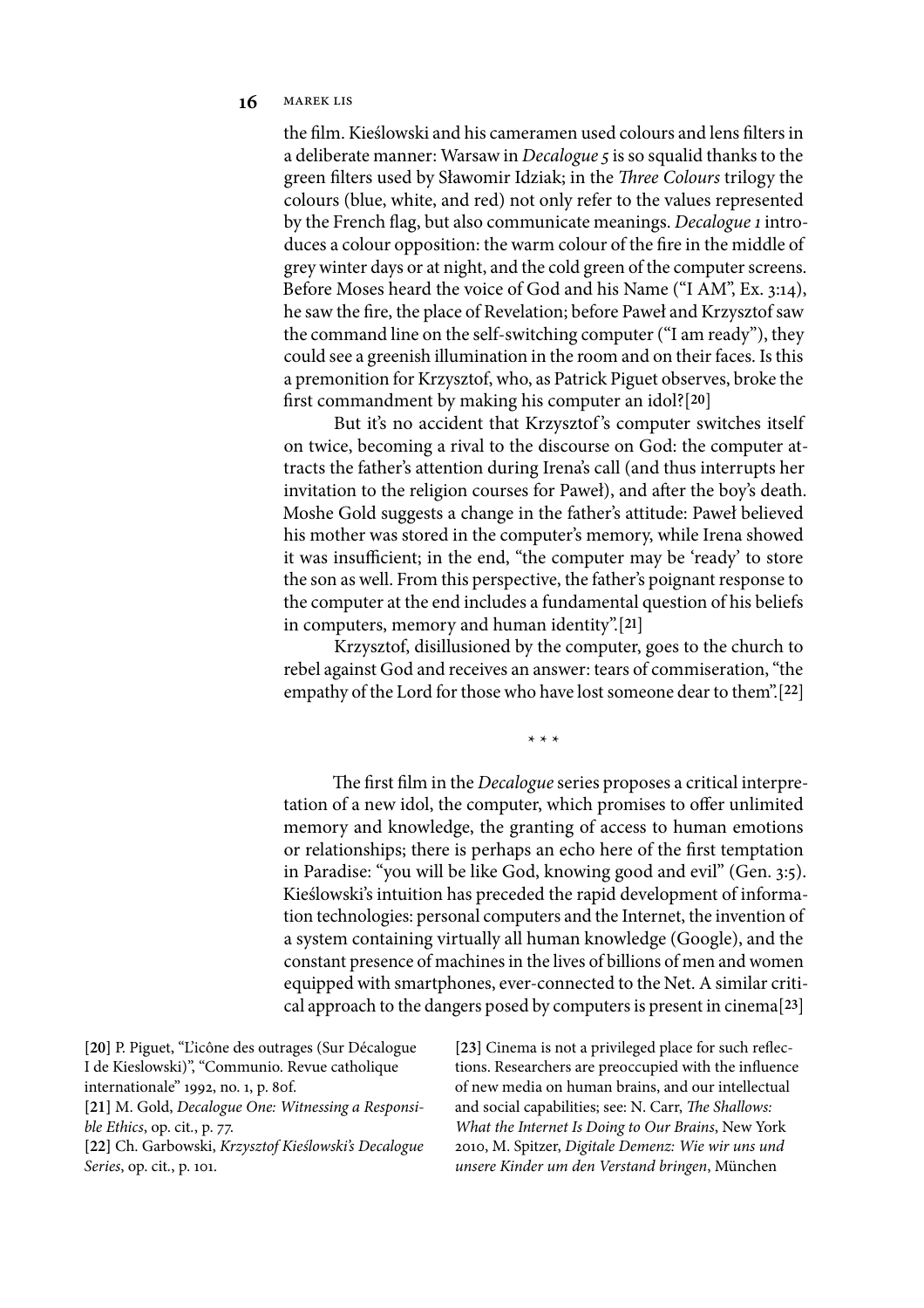the film. Kieślowski and his cameramen used colours and lens filters in a deliberate manner: Warsaw in *Decalogue 5* is so squalid thanks to the green filters used by Sławomir Idziak; in the *Three Colours* trilogy the colours (blue, white, and red) not only refer to the values represented by the French flag, but also communicate meanings. *Decalogue 1* introduces a colour opposition: the warm colour of the fire in the middle of grey winter days or at night, and the cold green of the computer screens. Before Moses heard the voice of God and his Name ("I AM", Ex. 3:14), he saw the fire, the place of Revelation; before Paweł and Krzysztof saw the command line on the self-switching computer ("I am ready"), they could see a greenish illumination in the room and on their faces. Is this a premonition for Krzysztof, who, as Patrick Piguet observes, broke the first commandment by making his computer an idol?[20]

But it's no accident that Krzysztof's computer switches itself on twice, becoming a rival to the discourse on God: the computer attracts the father's attention during Irena's call (and thus interrupts her invitation to the religion courses for Paweł), and after the boy's death. Moshe Gold suggests a change in the father's attitude: Paweł believed his mother was stored in the computer's memory, while Irena showed it was insufficient; in the end, "the computer may be 'ready' to store the son as well. From this perspective, the father's poignant response to the computer at the end includes a fundamental question of his beliefs in computers, memory and human identity".[21]

Krzysztof, disillusioned by the computer, goes to the church to rebel against God and receives an answer: tears of commiseration, "the empathy of the Lord for those who have lost someone dear to them".[22]

\* \* \*

The first film in the *Decalogue* series proposes a critical interpretation of a new idol, the computer, which promises to offer unlimited memory and knowledge, the granting of access to human emotions or relationships; there is perhaps an echo here of the first temptation in Paradise: "you will be like God, knowing good and evil" (Gen. 3:5). Kieślowski's intuition has preceded the rapid development of information technologies: personal computers and the Internet, the invention of a system containing virtually all human knowledge (Google), and the constant presence of machines in the lives of billions of men and women equipped with smartphones, ever-connected to the Net. A similar critical approach to the dangers posed by computers is present in cinema[23]

[20] P. Piguet, "L'icône des outrages (Sur Décalogue I de Kieslowski)", "Communio. Revue catholique internationale" 1992, no. 1, p. 80f.

[21] M. Gold, *Decalogue One: Witnessing a Responsible Ethics*, op. cit., p. 77.

[22] Ch. Garbowski, *Krzysztof Kieślowski's Decalogue Series*, op. cit., p. 101.

[23] Cinema is not a privileged place for such reflections. Researchers are preoccupied with the influence of new media on human brains, and our intellectual and social capabilities; see: N. Carr, *The Shallows: What the Internet Is Doing to Our Brains*, New York 2010, M. Spitzer, *Digitale Demenz: Wie wir uns und unsere Kinder um den Verstand bringen*, München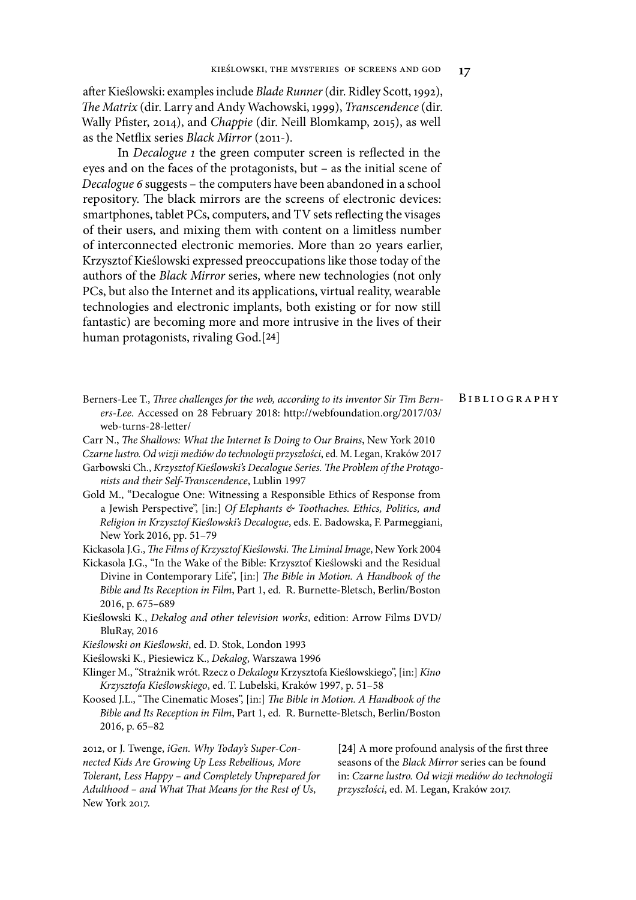after Kieślowski: examples include *Blade Runner* (dir. Ridley Scott, 1992), *The Matrix* (dir. Larry and Andy Wachowski, 1999), *Transcendence* (dir. Wally Pfister, 2014), and *Chappie* (dir. Neill Blomkamp, 2015), as well as the Netflix series *Black Mirror* (2011-).

In *Decalogue 1* the green computer screen is reflected in the eyes and on the faces of the protagonists, but – as the initial scene of *Decalogue 6* suggests – the computers have been abandoned in a school repository. The black mirrors are the screens of electronic devices: smartphones, tablet PCs, computers, and TV sets reflecting the visages of their users, and mixing them with content on a limitless number of interconnected electronic memories. More than 20 years earlier, Krzysztof Kieślowski expressed preoccupations like those today of the authors of the *Black Mirror* series, where new technologies (not only PCs, but also the Internet and its applications, virtual reality, wearable technologies and electronic implants, both existing or for now still fantastic) are becoming more and more intrusive in the lives of their human protagonists, rivaling God.[24]

## Bibliography

Berners-Lee T., *Three challenges for the web, according to its inventor Sir Tim Berners-Lee*. Accessed on 28 February 2018: http://webfoundation.org/2017/03/web-turns-28-letter/

Carr N., *The Shallows: What the Internet Is Doing to Our Brains*, New York 2010

*Czarne lustro. Od wizji mediów do technologii przyszłości*, ed. M. Legan, Kraków 2017

Garbowski Ch., *Krzysztof Kieślowski's Decalogue Series. The Problem of the Protagonists and their Self-Transcendence*, Lublin 1997

Gold M., "Decalogue One: Witnessing a Responsible Ethics of Response from a Jewish Perspective", [in:] *Of Elephants & Toothaches. Ethics, Politics, and Religion in Krzysztof Kieślowski's Decalogue*, eds. E. Badowska, F. Parmeggiani, New York 2016, pp. 51–79

Kickasola J.G., *The Films of Krzysztof Kieślowski. The Liminal Image*, New York 2004

Kickasola J.G., "In the Wake of the Bible: Krzysztof Kieślowski and the Residual Divine in Contemporary Life", [in:] *The Bible in Motion. A Handbook of the Bible and Its Reception in Film*, Part 1, ed. R. Burnette-Bletsch, Berlin/Boston 2016, p. 675–689

Kieślowski K., *Dekalog and other television works*, edition: Arrow Films DVD/BluRay, 2016

*Kieślowski on Kieślowski*, ed. D. Stok, London 1993

Kieślowski K., Piesiewicz K., *Dekalog*, Warszawa 1996

Klinger M., "Strażnik wrót. Rzecz o *Dekalogu* Krzysztofa Kieślowskiego", [in:] *Kino Krzysztofa Kieślowskiego*, ed. T. Lubelski, Kraków 1997, p. 51–58

Koosed J.L., "The Cinematic Moses", [in:] *The Bible in Motion. A Handbook of the Bible and Its Reception in Film*, Part 1, ed. R. Burnette-Bletsch, Berlin/Boston 2016, p. 65–82

2012, or J. Twenge, *iGen. Why Today's Super-Connected Kids Are Growing Up Less Rebellious, More Tolerant, Less Happy – and Completely Unprepared for Adulthood – and What That Means for the Rest of Us*, New York 2017.

[24] A more profound analysis of the first three seasons of the *Black Mirror* series can be found in: *Czarne lustro. Od wizji mediów do technologii przyszłości*, ed. M. Legan, Kraków 2017.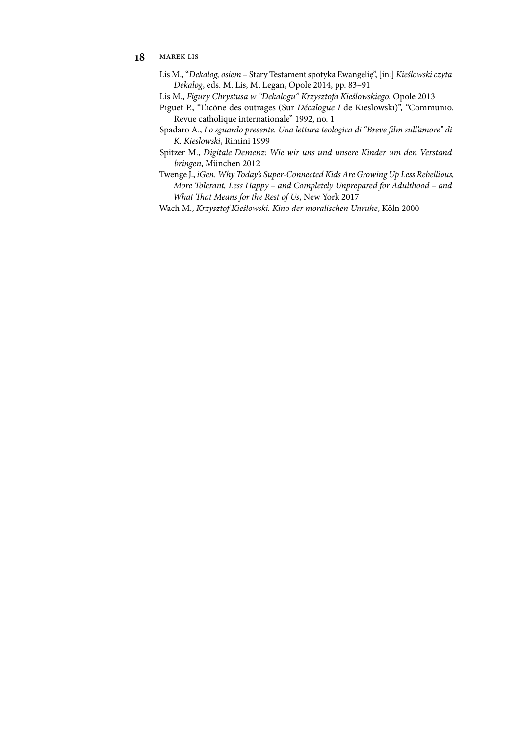Lis M., "*Dekalog, osiem* – Stary Testament spotyka Ewangelię", [in:] *Kieślowski czyta Dekalog*, eds. M. Lis, M. Legan, Opole 2014, pp. 83–91

Lis M., *Figury Chrystusa w "Dekalogu" Krzysztofa Kieślowskiego*, Opole 2013

Piguet P., "L'icône des outrages (Sur *Décalogue I* de Kieslowski)", "Communio. Revue catholique internationale" 1992, no. 1

Spadaro A., *Lo sguardo presente. Una lettura teologica di "Breve film sull'amore" di K. Kieslowski*, Rimini 1999

Spitzer M., *Digitale Demenz: Wie wir uns und unsere Kinder um den Verstand bringen*, München 2012

Twenge J., *iGen. Why Today's Super-Connected Kids Are Growing Up Less Rebellious, More Tolerant, Less Happy – and Completely Unprepared for Adulthood – and What That Means for the Rest of Us*, New York 2017

Wach M., *Krzysztof Kieślowski. Kino der moralischen Unruhe*, Köln 2000